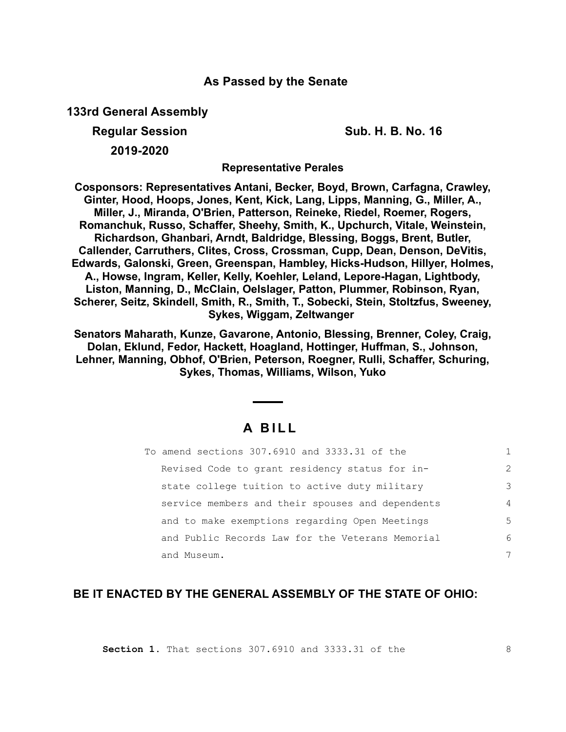**As Passed by the Senate**

**133rd General Assembly**

**Regular Session** **Sub. H. B. No. 16**

**2019-2020**

**Representative Perales**

**Cosponsors: Representatives Antani, Becker, Boyd, Brown, Carfagna, Crawley, Ginter, Hood, Hoops, Jones, Kent, Kick, Lang, Lipps, Manning, G., Miller, A., Miller, J., Miranda, O'Brien, Patterson, Reineke, Riedel, Roemer, Rogers, Romanchuk, Russo, Schaffer, Sheehy, Smith, K., Upchurch, Vitale, Weinstein, Richardson, Ghanbari, Arndt, Baldridge, Blessing, Boggs, Brent, Butler, Callender, Carruthers, Clites, Cross, Crossman, Cupp, Dean, Denson, DeVitis, Edwards, Galonski, Green, Greenspan, Hambley, Hicks-Hudson, Hillyer, Holmes, A., Howse, Ingram, Keller, Kelly, Koehler, Leland, Lepore-Hagan, Lightbody, Liston, Manning, D., McClain, Oelslager, Patton, Plummer, Robinson, Ryan, Scherer, Seitz, Skindell, Smith, R., Smith, T., Sobecki, Stein, Stoltzfus, Sweeney, Sykes, Wiggam, Zeltwanger**

**Senators Maharath, Kunze, Gavarone, Antonio, Blessing, Brenner, Coley, Craig, Dolan, Eklund, Fedor, Hackett, Hoagland, Hottinger, Huffman, S., Johnson, Lehner, Manning, Obhof, O'Brien, Peterson, Roegner, Rulli, Schaffer, Schuring, Sykes, Thomas, Williams, Wilson, Yuko**

# A BILL

To amend sections 307.6910 and 3333.31 of the Revised Code to grant residency status for in-state college tuition to active duty military service members and their spouses and dependents and to make exemptions regarding Open Meetings and Public Records Law for the Veterans Memorial and Museum.

**BE IT ENACTED BY THE GENERAL ASSEMBLY OF THE STATE OF OHIO:**

**Section 1.** That sections 307.6910 and 3333.31 of the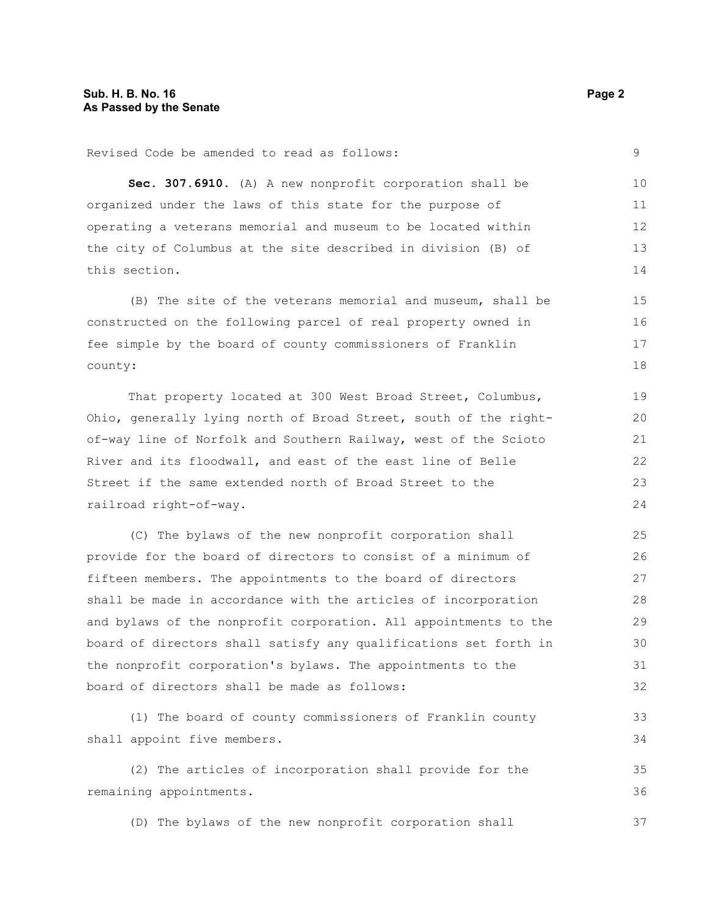Revised Code be amended to read as follows:

**Sec. 307.6910.** (A) A new nonprofit corporation shall be organized under the laws of this state for the purpose of operating a veterans memorial and museum to be located within the city of Columbus at the site described in division (B) of this section.

(B) The site of the veterans memorial and museum, shall be constructed on the following parcel of real property owned in fee simple by the board of county commissioners of Franklin county:

That property located at 300 West Broad Street, Columbus, Ohio, generally lying north of Broad Street, south of the right-of-way line of Norfolk and Southern Railway, west of the Scioto River and its floodwall, and east of the east line of Belle Street if the same extended north of Broad Street to the railroad right-of-way.

(C) The bylaws of the new nonprofit corporation shall provide for the board of directors to consist of a minimum of fifteen members. The appointments to the board of directors shall be made in accordance with the articles of incorporation and bylaws of the nonprofit corporation. All appointments to the board of directors shall satisfy any qualifications set forth in the nonprofit corporation's bylaws. The appointments to the board of directors shall be made as follows:

(1) The board of county commissioners of Franklin county shall appoint five members.

(2) The articles of incorporation shall provide for the remaining appointments.

(D) The bylaws of the new nonprofit corporation shall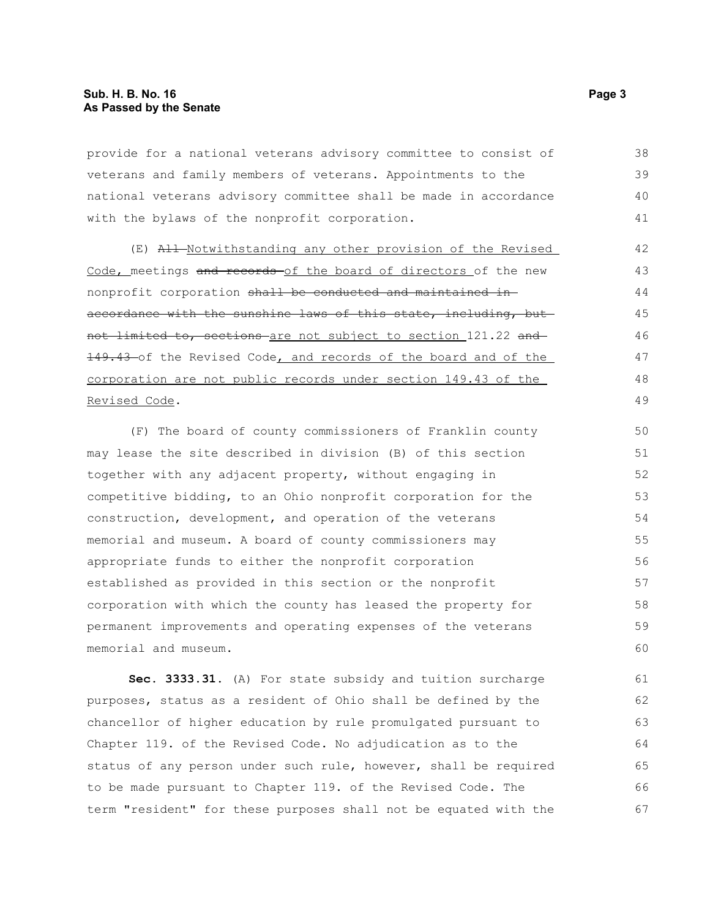provide for a national veterans advisory committee to consist of veterans and family members of veterans. Appointments to the national veterans advisory committee shall be made in accordance with the bylaws of the nonprofit corporation.

(E) ~~All~~ <u>Notwithstanding any other provision of the Revised Code,</u> meetings ~~and records~~ of the board of directors of the new nonprofit corporation ~~shall be conducted and maintained in accordance with the sunshine laws of this state, including, but not limited to, sections~~ <u>are not subject to section</u> 121.22 ~~and 149.43~~ of the Revised Code<u>, and records of the board and of the corporation are not public records under section 149.43 of the Revised Code</u>.

(F) The board of county commissioners of Franklin county may lease the site described in division (B) of this section together with any adjacent property, without engaging in competitive bidding, to an Ohio nonprofit corporation for the construction, development, and operation of the veterans memorial and museum. A board of county commissioners may appropriate funds to either the nonprofit corporation established as provided in this section or the nonprofit corporation with which the county has leased the property for permanent improvements and operating expenses of the veterans memorial and museum.

**Sec. 3333.31.** (A) For state subsidy and tuition surcharge purposes, status as a resident of Ohio shall be defined by the chancellor of higher education by rule promulgated pursuant to Chapter 119. of the Revised Code. No adjudication as to the status of any person under such rule, however, shall be required to be made pursuant to Chapter 119. of the Revised Code. The term "resident" for these purposes shall not be equated with the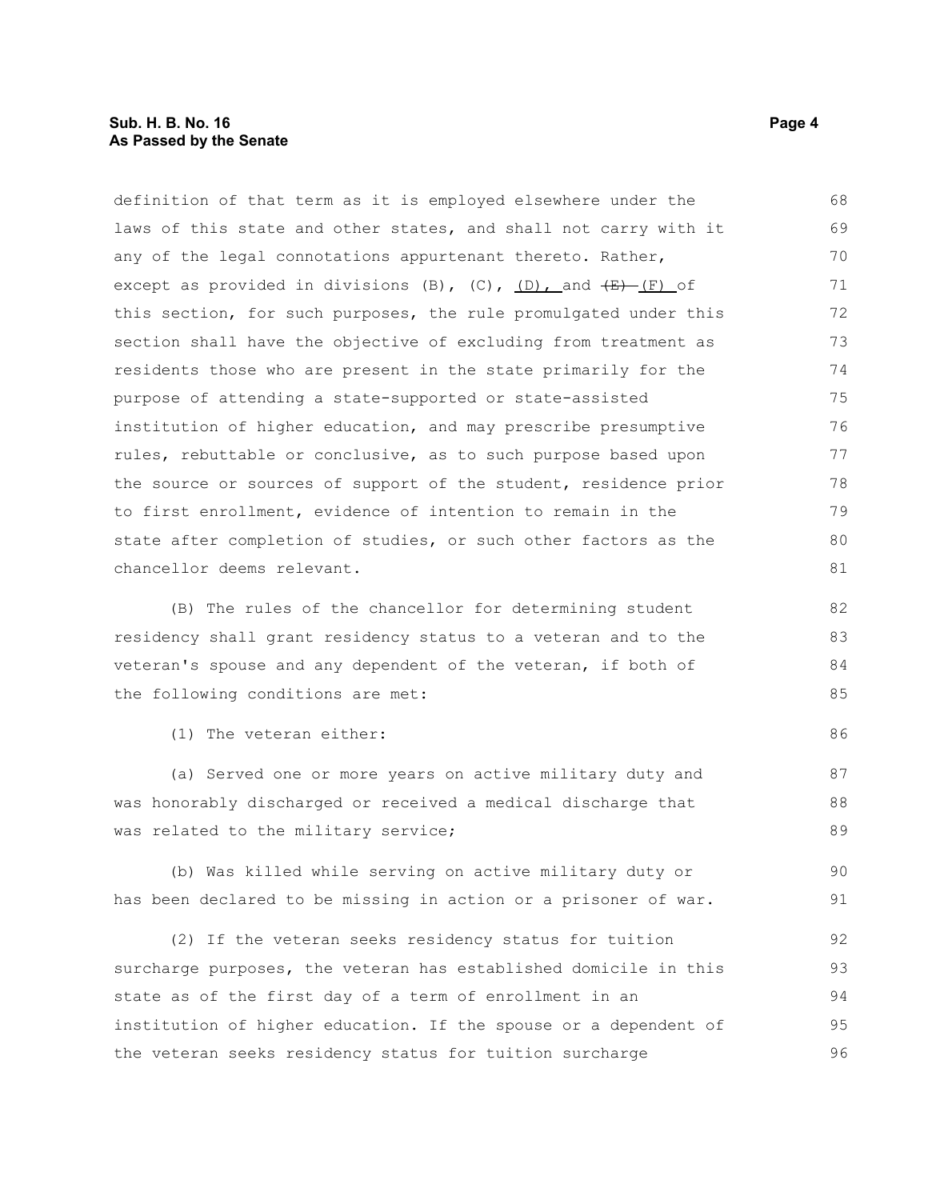definition of that term as it is employed elsewhere under the laws of this state and other states, and shall not carry with it any of the legal connotations appurtenant thereto. Rather, except as provided in divisions (B), (C), (D), and ~~(E)~~ (F) of this section, for such purposes, the rule promulgated under this section shall have the objective of excluding from treatment as residents those who are present in the state primarily for the purpose of attending a state-supported or state-assisted institution of higher education, and may prescribe presumptive rules, rebuttable or conclusive, as to such purpose based upon the source or sources of support of the student, residence prior to first enrollment, evidence of intention to remain in the state after completion of studies, or such other factors as the chancellor deems relevant.

(B) The rules of the chancellor for determining student residency shall grant residency status to a veteran and to the veteran's spouse and any dependent of the veteran, if both of the following conditions are met:

(1) The veteran either:

(a) Served one or more years on active military duty and was honorably discharged or received a medical discharge that was related to the military service;

(b) Was killed while serving on active military duty or has been declared to be missing in action or a prisoner of war.

(2) If the veteran seeks residency status for tuition surcharge purposes, the veteran has established domicile in this state as of the first day of a term of enrollment in an institution of higher education. If the spouse or a dependent of the veteran seeks residency status for tuition surcharge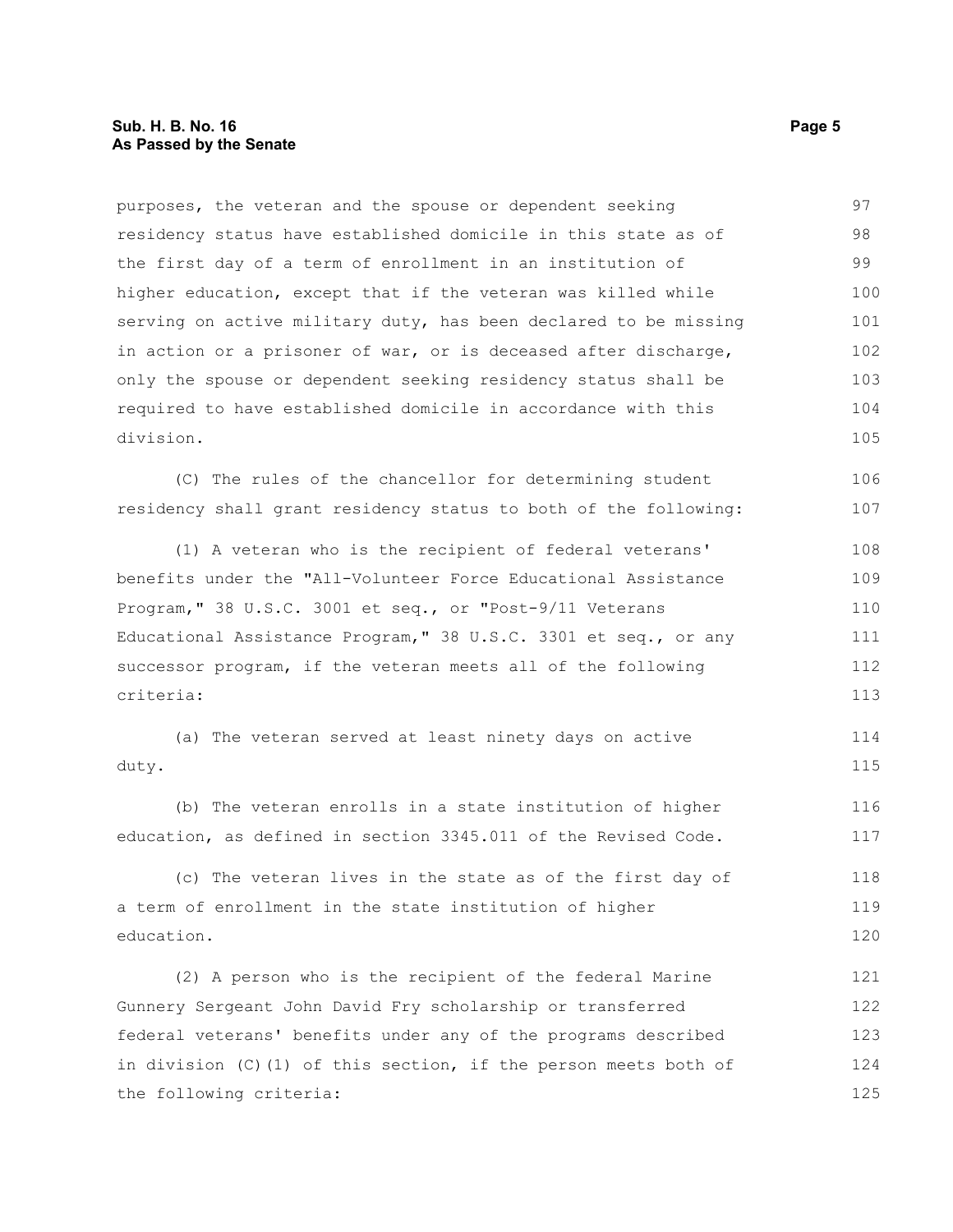purposes, the veteran and the spouse or dependent seeking residency status have established domicile in this state as of the first day of a term of enrollment in an institution of higher education, except that if the veteran was killed while serving on active military duty, has been declared to be missing in action or a prisoner of war, or is deceased after discharge, only the spouse or dependent seeking residency status shall be required to have established domicile in accordance with this division.

(C) The rules of the chancellor for determining student residency shall grant residency status to both of the following:

(1) A veteran who is the recipient of federal veterans' benefits under the "All-Volunteer Force Educational Assistance Program," 38 U.S.C. 3001 et seq., or "Post-9/11 Veterans Educational Assistance Program," 38 U.S.C. 3301 et seq., or any successor program, if the veteran meets all of the following criteria:

(a) The veteran served at least ninety days on active duty.

(b) The veteran enrolls in a state institution of higher education, as defined in section 3345.011 of the Revised Code.

(c) The veteran lives in the state as of the first day of a term of enrollment in the state institution of higher education.

(2) A person who is the recipient of the federal Marine Gunnery Sergeant John David Fry scholarship or transferred federal veterans' benefits under any of the programs described in division (C)(1) of this section, if the person meets both of the following criteria: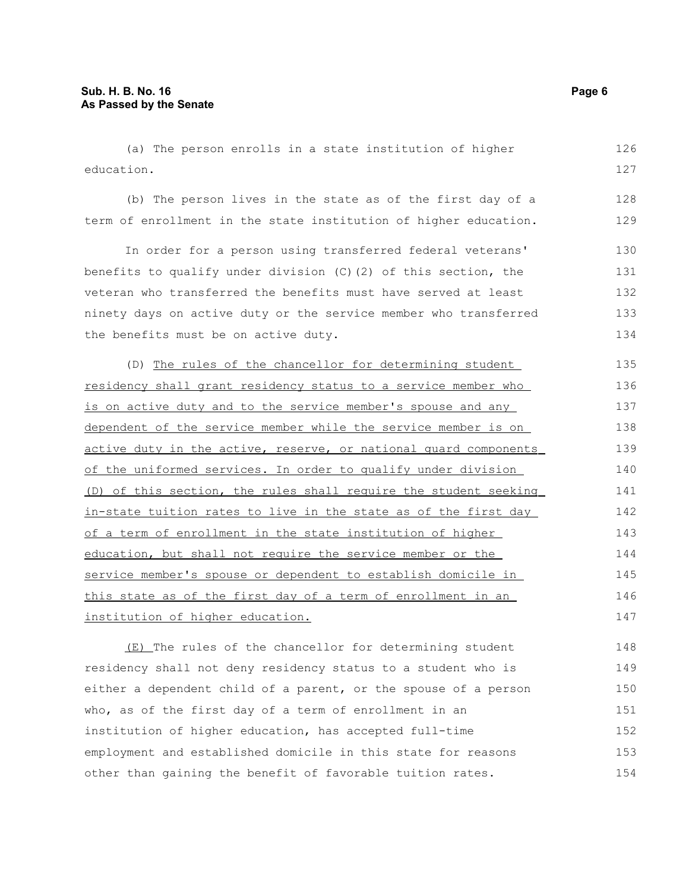(a) The person enrolls in a state institution of higher education.

(b) The person lives in the state as of the first day of a term of enrollment in the state institution of higher education.

In order for a person using transferred federal veterans' benefits to qualify under division (C)(2) of this section, the veteran who transferred the benefits must have served at least ninety days on active duty or the service member who transferred the benefits must be on active duty.

(D) <u>The rules of the chancellor for determining student residency shall grant residency status to a service member who is on active duty and to the service member's spouse and any dependent of the service member while the service member is on active duty in the active, reserve, or national guard components of the uniformed services. In order to qualify under division (D) of this section, the rules shall require the student seeking in-state tuition rates to live in the state as of the first day of a term of enrollment in the state institution of higher education, but shall not require the service member or the service member's spouse or dependent to establish domicile in this state as of the first day of a term of enrollment in an institution of higher education.</u>

<u>(E)</u> The rules of the chancellor for determining student residency shall not deny residency status to a student who is either a dependent child of a parent, or the spouse of a person who, as of the first day of a term of enrollment in an institution of higher education, has accepted full-time employment and established domicile in this state for reasons other than gaining the benefit of favorable tuition rates.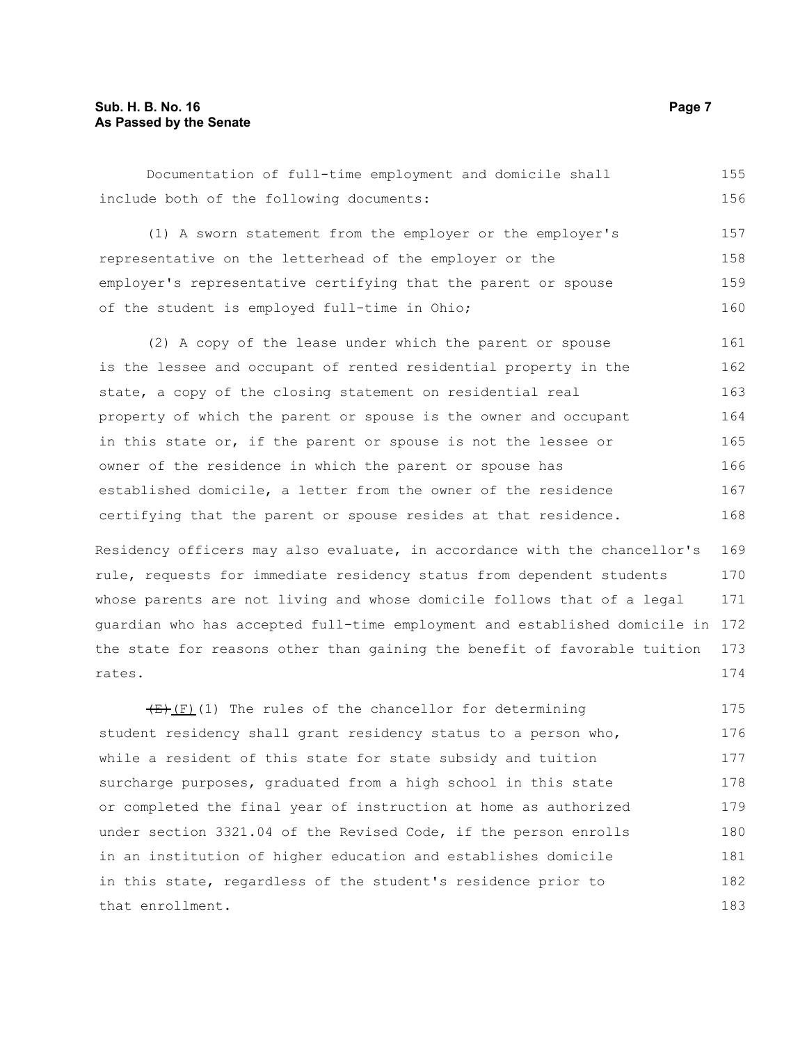Documentation of full-time employment and domicile shall include both of the following documents:

(1) A sworn statement from the employer or the employer's representative on the letterhead of the employer or the employer's representative certifying that the parent or spouse of the student is employed full-time in Ohio;

(2) A copy of the lease under which the parent or spouse is the lessee and occupant of rented residential property in the state, a copy of the closing statement on residential real property of which the parent or spouse is the owner and occupant in this state or, if the parent or spouse is not the lessee or owner of the residence in which the parent or spouse has established domicile, a letter from the owner of the residence certifying that the parent or spouse resides at that residence.

Residency officers may also evaluate, in accordance with the chancellor's rule, requests for immediate residency status from dependent students whose parents are not living and whose domicile follows that of a legal guardian who has accepted full-time employment and established domicile in the state for reasons other than gaining the benefit of favorable tuition rates.

~~(E)~~(F)(1) The rules of the chancellor for determining student residency shall grant residency status to a person who, while a resident of this state for state subsidy and tuition surcharge purposes, graduated from a high school in this state or completed the final year of instruction at home as authorized under section 3321.04 of the Revised Code, if the person enrolls in an institution of higher education and establishes domicile in this state, regardless of the student's residence prior to that enrollment.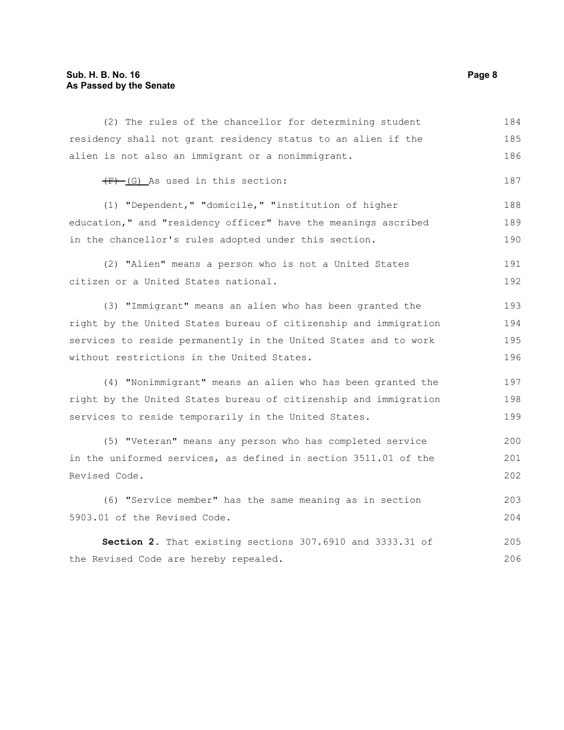(2) The rules of the chancellor for determining student residency shall not grant residency status to an alien if the alien is not also an immigrant or a nonimmigrant.

~~(F)~~ (G) As used in this section:

(1) "Dependent," "domicile," "institution of higher education," and "residency officer" have the meanings ascribed in the chancellor's rules adopted under this section.

(2) "Alien" means a person who is not a United States citizen or a United States national.

(3) "Immigrant" means an alien who has been granted the right by the United States bureau of citizenship and immigration services to reside permanently in the United States and to work without restrictions in the United States.

(4) "Nonimmigrant" means an alien who has been granted the right by the United States bureau of citizenship and immigration services to reside temporarily in the United States.

(5) "Veteran" means any person who has completed service in the uniformed services, as defined in section 3511.01 of the Revised Code.

(6) "Service member" has the same meaning as in section 5903.01 of the Revised Code.

**Section 2.** That existing sections 307.6910 and 3333.31 of the Revised Code are hereby repealed.